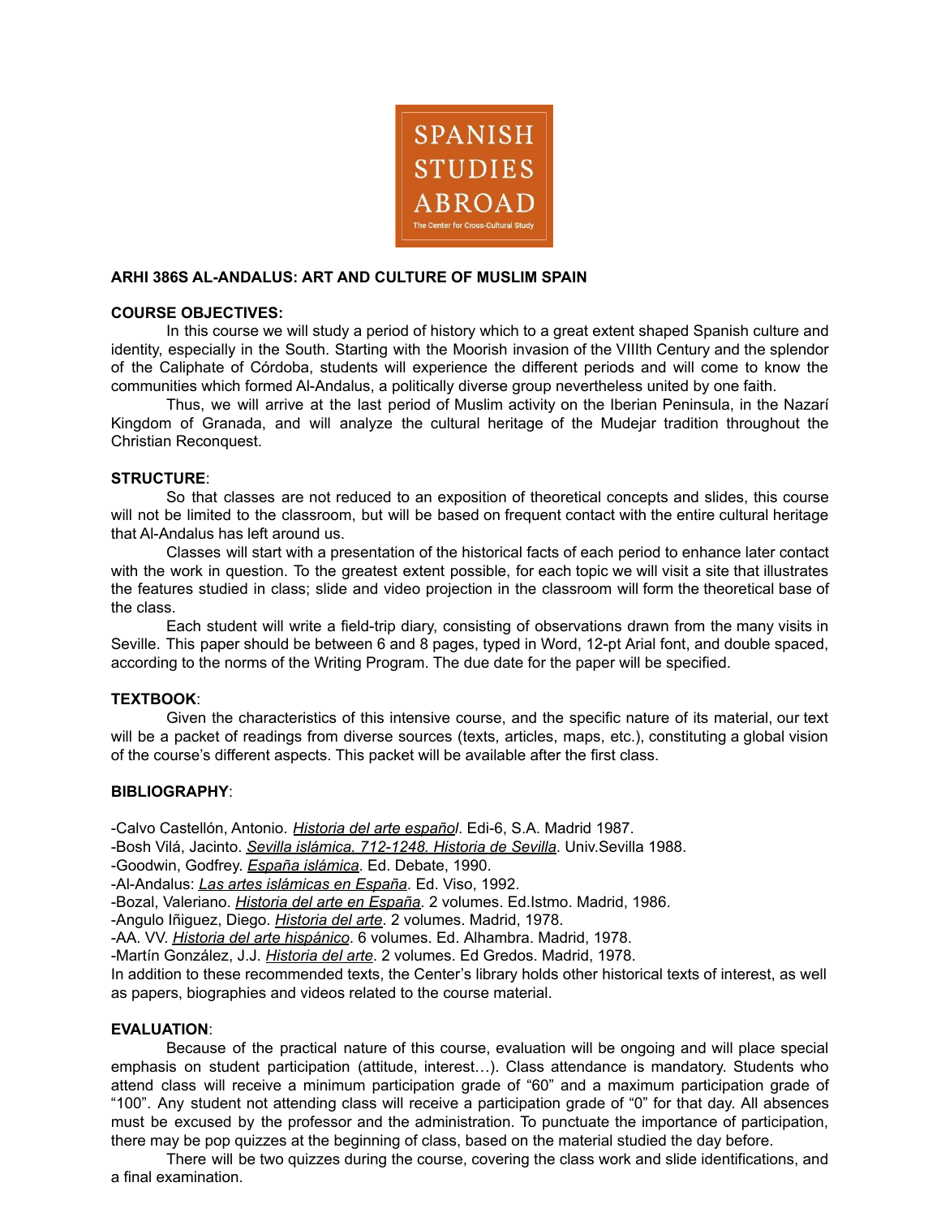SPANISH STUDIES ABROAD

The Center for Cross-Cultural Study

**ARHI 386S AL-ANDALUS: ART AND CULTURE OF MUSLIM SPAIN**

**COURSE OBJECTIVES:**

In this course we will study a period of history which to a great extent shaped Spanish culture and identity, especially in the South. Starting with the Moorish invasion of the VIIIth Century and the splendor of the Caliphate of Córdoba, students will experience the different periods and will come to know the communities which formed Al-Andalus, a politically diverse group nevertheless united by one faith.

Thus, we will arrive at the last period of Muslim activity on the Iberian Peninsula, in the Nazarí Kingdom of Granada, and will analyze the cultural heritage of the Mudejar tradition throughout the Christian Reconquest.

**STRUCTURE**:

So that classes are not reduced to an exposition of theoretical concepts and slides, this course will not be limited to the classroom, but will be based on frequent contact with the entire cultural heritage that Al-Andalus has left around us.

Classes will start with a presentation of the historical facts of each period to enhance later contact with the work in question. To the greatest extent possible, for each topic we will visit a site that illustrates the features studied in class; slide and video projection in the classroom will form the theoretical base of the class.

Each student will write a field-trip diary, consisting of observations drawn from the many visits in Seville. This paper should be between 6 and 8 pages, typed in Word, 12-pt Arial font, and double spaced, according to the norms of the Writing Program. The due date for the paper will be specified.

**TEXTBOOK**:

Given the characteristics of this intensive course, and the specific nature of its material, our text will be a packet of readings from diverse sources (texts, articles, maps, etc.), constituting a global vision of the course's different aspects. This packet will be available after the first class.

**BIBLIOGRAPHY**:

-Calvo Castellón, Antonio. *Historia del arte español*. Edi-6, S.A. Madrid 1987.
-Bosh Vilá, Jacinto. *Sevilla islámica. 712-1248. Historia de Sevilla*. Univ.Sevilla 1988.
-Goodwin, Godfrey. *España islámica*. Ed. Debate, 1990.
-Al-Andalus: *Las artes islámicas en España*. Ed. Viso, 1992.
-Bozal, Valeriano. *Historia del arte en España*. 2 volumes. Ed.Istmo. Madrid, 1986.
-Angulo Iñiguez, Diego. *Historia del arte*. 2 volumes. Madrid, 1978.
-AA. VV. *Historia del arte hispánico*. 6 volumes. Ed. Alhambra. Madrid, 1978.
-Martín González, J.J. *Historia del arte*. 2 volumes. Ed Gredos. Madrid, 1978.

In addition to these recommended texts, the Center's library holds other historical texts of interest, as well as papers, biographies and videos related to the course material.

**EVALUATION**:

Because of the practical nature of this course, evaluation will be ongoing and will place special emphasis on student participation (attitude, interest…). Class attendance is mandatory. Students who attend class will receive a minimum participation grade of "60" and a maximum participation grade of "100". Any student not attending class will receive a participation grade of "0" for that day. All absences must be excused by the professor and the administration. To punctuate the importance of participation, there may be pop quizzes at the beginning of class, based on the material studied the day before.

There will be two quizzes during the course, covering the class work and slide identifications, and a final examination.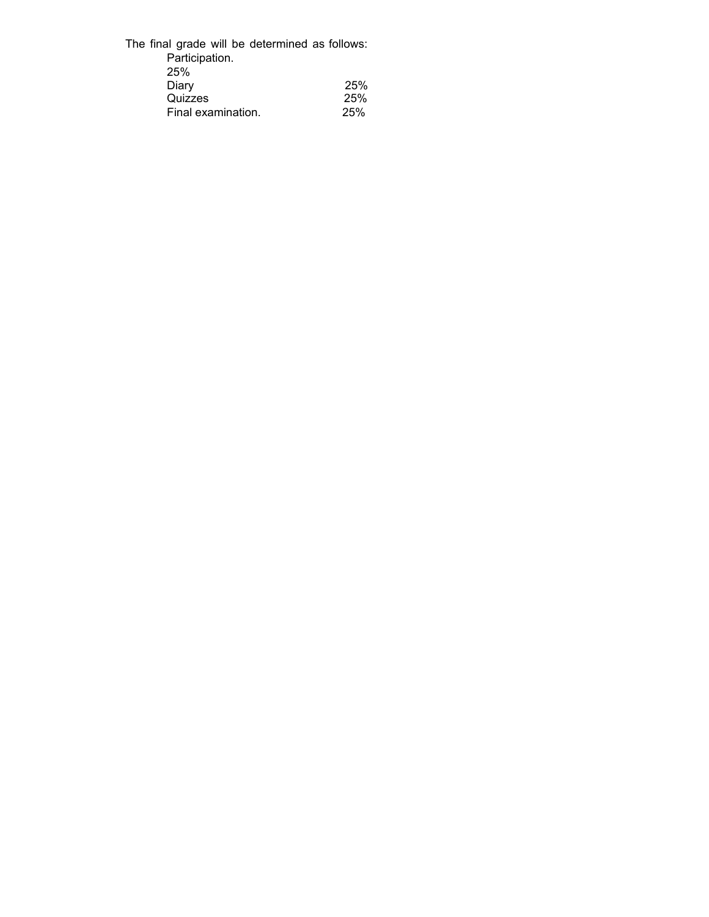The final grade will be determined as follows:

| | |
|---|---|
| Participation. | 25% |
| Diary | 25% |
| Quizzes | 25% |
| Final examination. | 25% |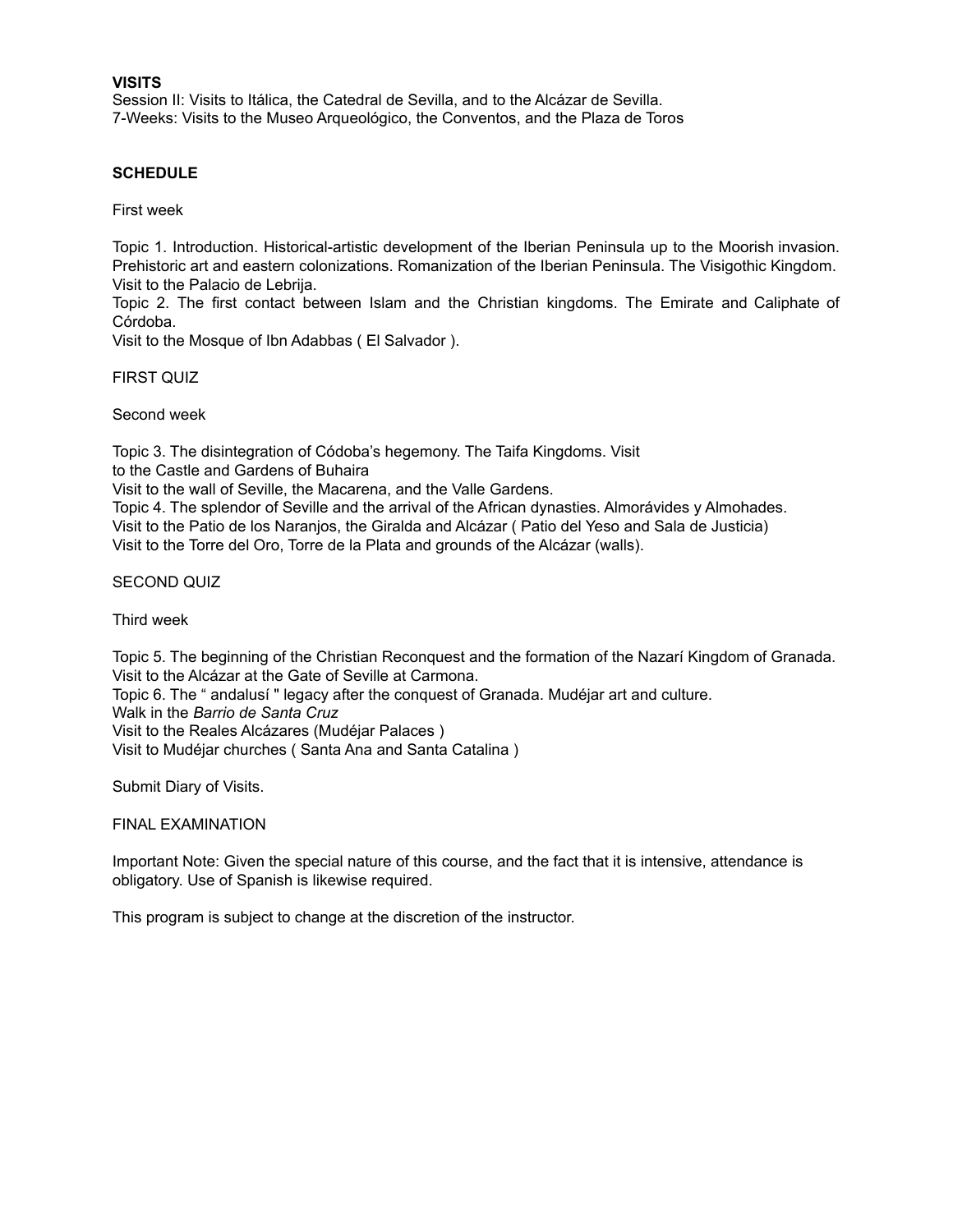**VISITS**

Session II: Visits to Itálica, the Catedral de Sevilla, and to the Alcázar de Sevilla.
7-Weeks: Visits to the Museo Arqueológico, the Conventos, and the Plaza de Toros

**SCHEDULE**

First week

Topic 1. Introduction. Historical-artistic development of the Iberian Peninsula up to the Moorish invasion. Prehistoric art and eastern colonizations. Romanization of the Iberian Peninsula. The Visigothic Kingdom.
Visit to the Palacio de Lebrija.
Topic 2. The first contact between Islam and the Christian kingdoms. The Emirate and Caliphate of Córdoba.
Visit to the Mosque of Ibn Adabbas ( El Salvador ).

FIRST QUIZ

Second week

Topic 3. The disintegration of Códoba's hegemony. The Taifa Kingdoms. Visit
to the Castle and Gardens of Buhaira
Visit to the wall of Seville, the Macarena, and the Valle Gardens.
Topic 4. The splendor of Seville and the arrival of the African dynasties. Almorávides y Almohades.
Visit to the Patio de los Naranjos, the Giralda and Alcázar ( Patio del Yeso and Sala de Justicia)
Visit to the Torre del Oro, Torre de la Plata and grounds of the Alcázar (walls).

SECOND QUIZ

Third week

Topic 5. The beginning of the Christian Reconquest and the formation of the Nazarí Kingdom of Granada.
Visit to the Alcázar at the Gate of Seville at Carmona.
Topic 6. The " andalusí " legacy after the conquest of Granada. Mudéjar art and culture.
Walk in the *Barrio de Santa Cruz*
Visit to the Reales Alcázares (Mudéjar Palaces )
Visit to Mudéjar churches ( Santa Ana and Santa Catalina )

Submit Diary of Visits.

FINAL EXAMINATION

Important Note: Given the special nature of this course, and the fact that it is intensive, attendance is obligatory. Use of Spanish is likewise required.

This program is subject to change at the discretion of the instructor.